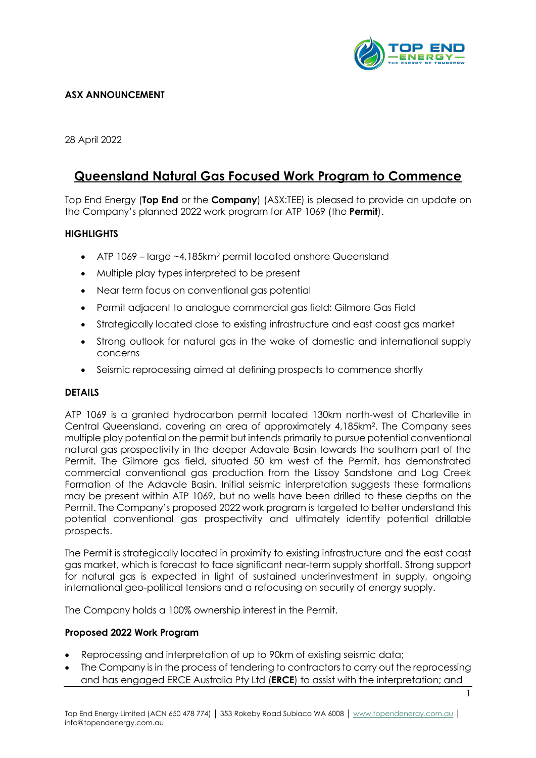**ASX ANNOUNCEMENT**

28 April 2022

# Queensland Natural Gas Focused Work Program to Commence

Top End Energy (**Top End** or the **Company**) (ASX:TEE) is pleased to provide an update on the Company's planned 2022 work program for ATP 1069 (the **Permit**).

## HIGHLIGHTS

- ATP 1069 – large ~4,185km$^2$ permit located onshore Queensland
- Multiple play types interpreted to be present
- Near term focus on conventional gas potential
- Permit adjacent to analogue commercial gas field: Gilmore Gas Field
- Strategically located close to existing infrastructure and east coast gas market
- Strong outlook for natural gas in the wake of domestic and international supply concerns
- Seismic reprocessing aimed at defining prospects to commence shortly

## DETAILS

ATP 1069 is a granted hydrocarbon permit located 130km north-west of Charleville in Central Queensland, covering an area of approximately 4,185km$^2$. The Company sees multiple play potential on the permit but intends primarily to pursue potential conventional natural gas prospectivity in the deeper Adavale Basin towards the southern part of the Permit. The Gilmore gas field, situated 50 km west of the Permit, has demonstrated commercial conventional gas production from the Lissoy Sandstone and Log Creek Formation of the Adavale Basin. Initial seismic interpretation suggests these formations may be present within ATP 1069, but no wells have been drilled to these depths on the Permit. The Company's proposed 2022 work program is targeted to better understand this potential conventional gas prospectivity and ultimately identify potential drillable prospects.

The Permit is strategically located in proximity to existing infrastructure and the east coast gas market, which is forecast to face significant near-term supply shortfall. Strong support for natural gas is expected in light of sustained underinvestment in supply, ongoing international geo-political tensions and a refocusing on security of energy supply.

The Company holds a 100% ownership interest in the Permit.

### Proposed 2022 Work Program

- Reprocessing and interpretation of up to 90km of existing seismic data;
- The Company is in the process of tendering to contractors to carry out the reprocessing and has engaged ERCE Australia Pty Ltd (**ERCE**) to assist with the interpretation; and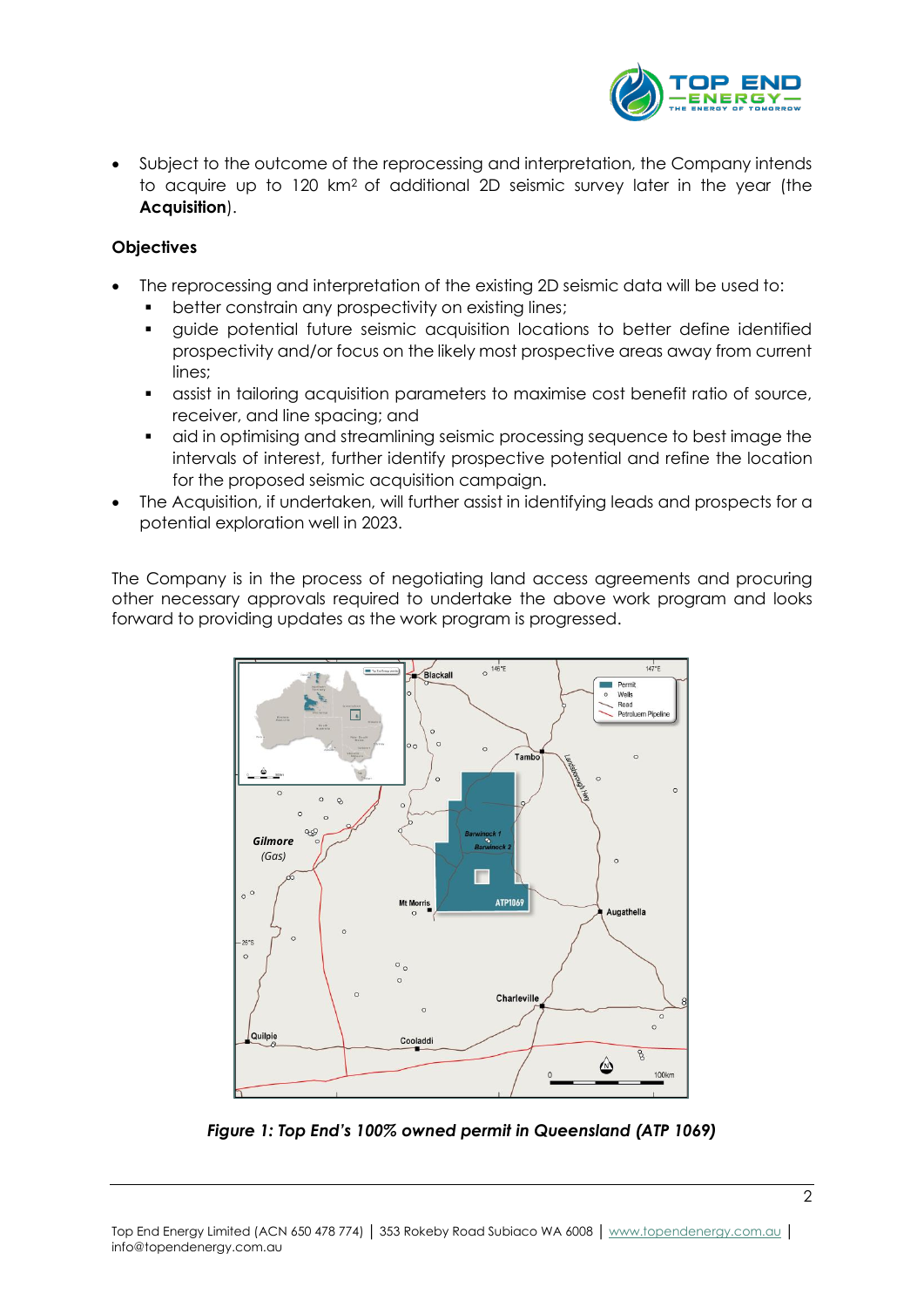- Subject to the outcome of the reprocessing and interpretation, the Company intends to acquire up to 120 km² of additional 2D seismic survey later in the year (the **Acquisition**).

**Objectives**

- The reprocessing and interpretation of the existing 2D seismic data will be used to:
  - better constrain any prospectivity on existing lines;
  - guide potential future seismic acquisition locations to better define identified prospectivity and/or focus on the likely most prospective areas away from current lines;
  - assist in tailoring acquisition parameters to maximise cost benefit ratio of source, receiver, and line spacing; and
  - aid in optimising and streamlining seismic processing sequence to best image the intervals of interest, further identify prospective potential and refine the location for the proposed seismic acquisition campaign.
- The Acquisition, if undertaken, will further assist in identifying leads and prospects for a potential exploration well in 2023.

The Company is in the process of negotiating land access agreements and procuring other necessary approvals required to undertake the above work program and looks forward to providing updates as the work program is progressed.

***Figure 1: Top End's 100% owned permit in Queensland (ATP 1069)***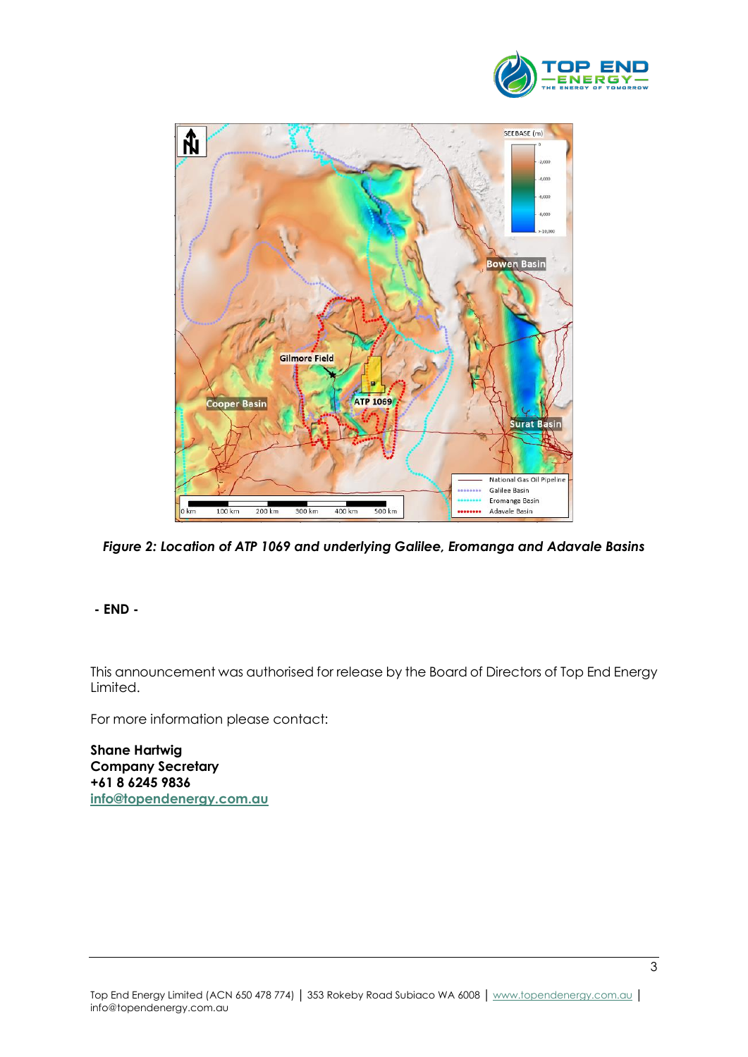*Figure 2: Location of ATP 1069 and underlying Galilee, Eromanga and Adavale Basins*

**- END -**

This announcement was authorised for release by the Board of Directors of Top End Energy Limited.

For more information please contact:

**Shane Hartwig**
**Company Secretary**
**+61 8 6245 9836**
**info@topendenergy.com.au**

Top End Energy Limited (ACN 650 478 774) | 353 Rokeby Road Subiaco WA 6008 | www.topendenergy.com.au | info@topendenergy.com.au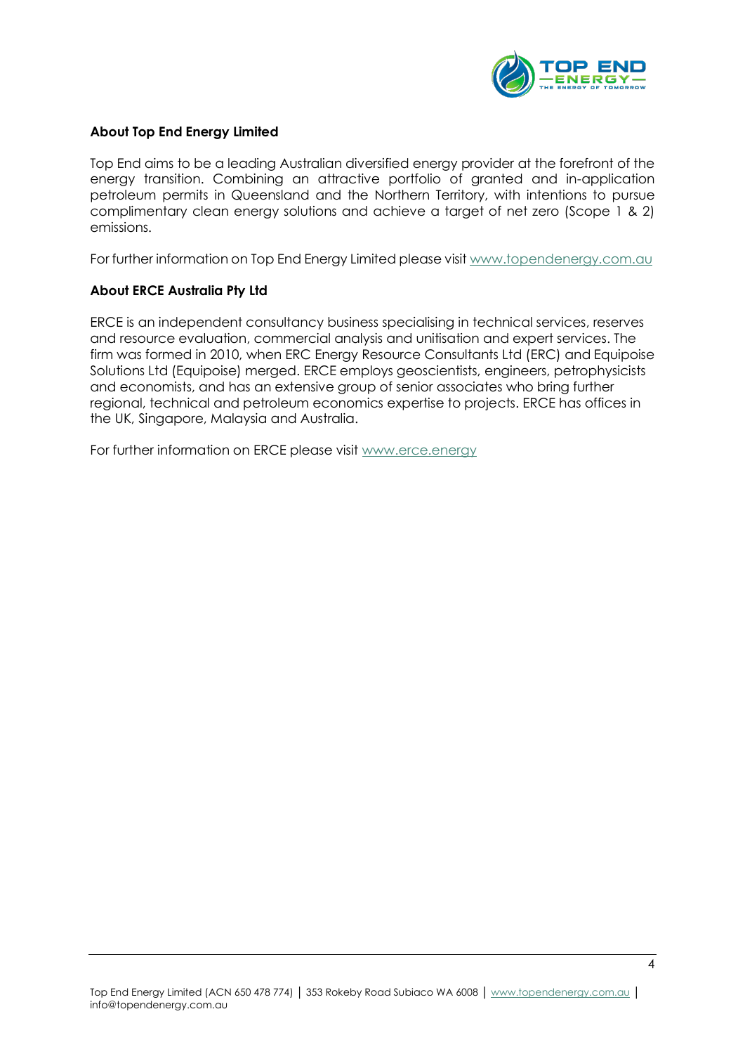**About Top End Energy Limited**

Top End aims to be a leading Australian diversified energy provider at the forefront of the energy transition. Combining an attractive portfolio of granted and in-application petroleum permits in Queensland and the Northern Territory, with intentions to pursue complimentary clean energy solutions and achieve a target of net zero (Scope 1 & 2) emissions.

For further information on Top End Energy Limited please visit www.topendenergy.com.au

**About ERCE Australia Pty Ltd**

ERCE is an independent consultancy business specialising in technical services, reserves and resource evaluation, commercial analysis and unitisation and expert services. The firm was formed in 2010, when ERC Energy Resource Consultants Ltd (ERC) and Equipoise Solutions Ltd (Equipoise) merged. ERCE employs geoscientists, engineers, petrophysicists and economists, and has an extensive group of senior associates who bring further regional, technical and petroleum economics expertise to projects. ERCE has offices in the UK, Singapore, Malaysia and Australia.

For further information on ERCE please visit www.erce.energy